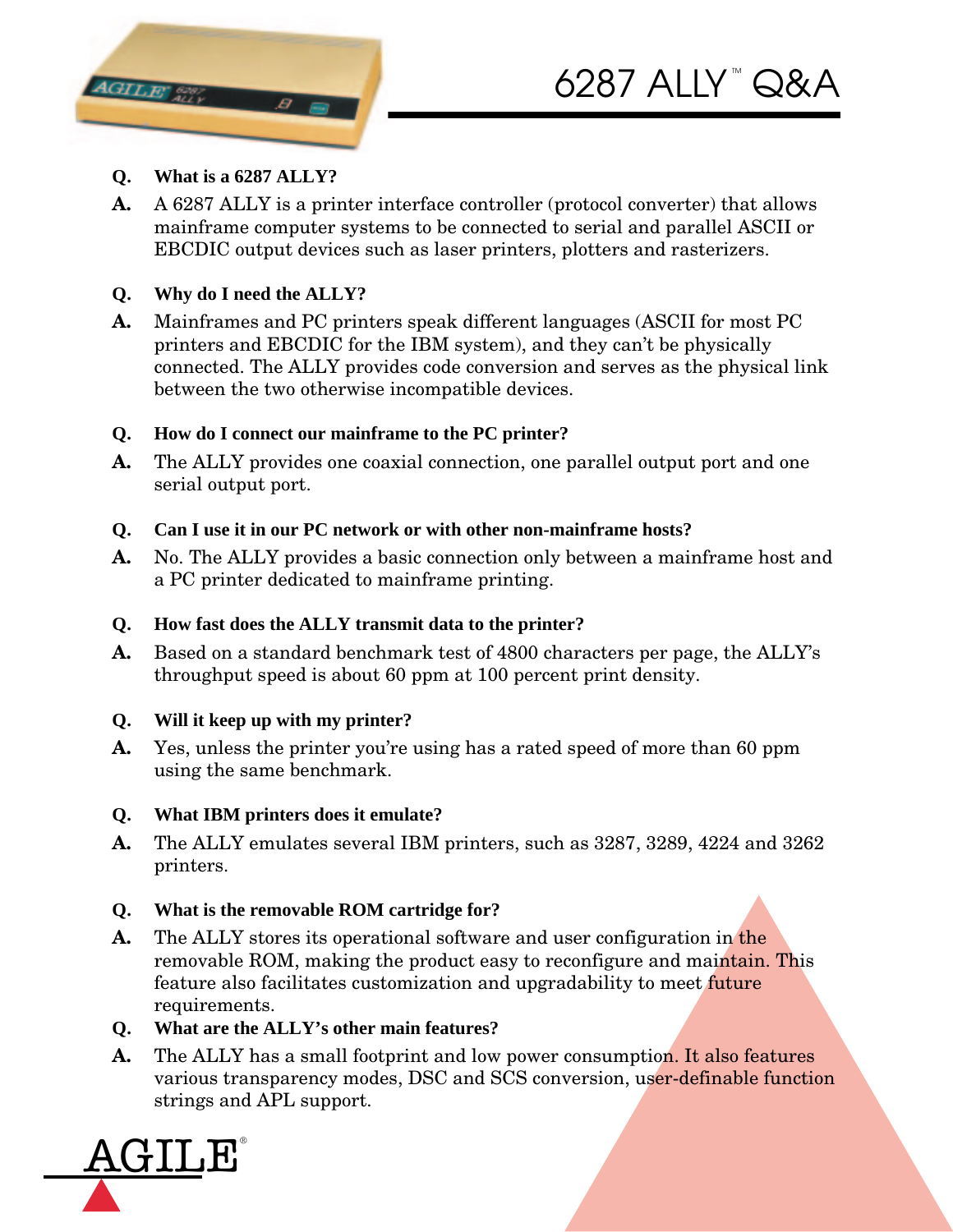# 6287 ALLY™ Q&A

**Q. What is a 6287 ALLY?**

**A.** A 6287 ALLY is a printer interface controller (protocol converter) that allows mainframe computer systems to be connected to serial and parallel ASCII or EBCDIC output devices such as laser printers, plotters and rasterizers.

**Q. Why do I need the ALLY?**

**A.** Mainframes and PC printers speak different languages (ASCII for most PC printers and EBCDIC for the IBM system), and they can't be physically connected. The ALLY provides code conversion and serves as the physical link between the two otherwise incompatible devices.

**Q. How do I connect our mainframe to the PC printer?**

**A.** The ALLY provides one coaxial connection, one parallel output port and one serial output port.

**Q. Can I use it in our PC network or with other non-mainframe hosts?**

**A.** No. The ALLY provides a basic connection only between a mainframe host and a PC printer dedicated to mainframe printing.

**Q. How fast does the ALLY transmit data to the printer?**

**A.** Based on a standard benchmark test of 4800 characters per page, the ALLY's throughput speed is about 60 ppm at 100 percent print density.

**Q. Will it keep up with my printer?**

**A.** Yes, unless the printer you're using has a rated speed of more than 60 ppm using the same benchmark.

**Q. What IBM printers does it emulate?**

**A.** The ALLY emulates several IBM printers, such as 3287, 3289, 4224 and 3262 printers.

**Q. What is the removable ROM cartridge for?**

**A.** The ALLY stores its operational software and user configuration in the removable ROM, making the product easy to reconfigure and maintain. This feature also facilitates customization and upgradability to meet future requirements.

**Q. What are the ALLY's other main features?**

**A.** The ALLY has a small footprint and low power consumption. It also features various transparency modes, DSC and SCS conversion, user-definable function strings and APL support.

AGILE®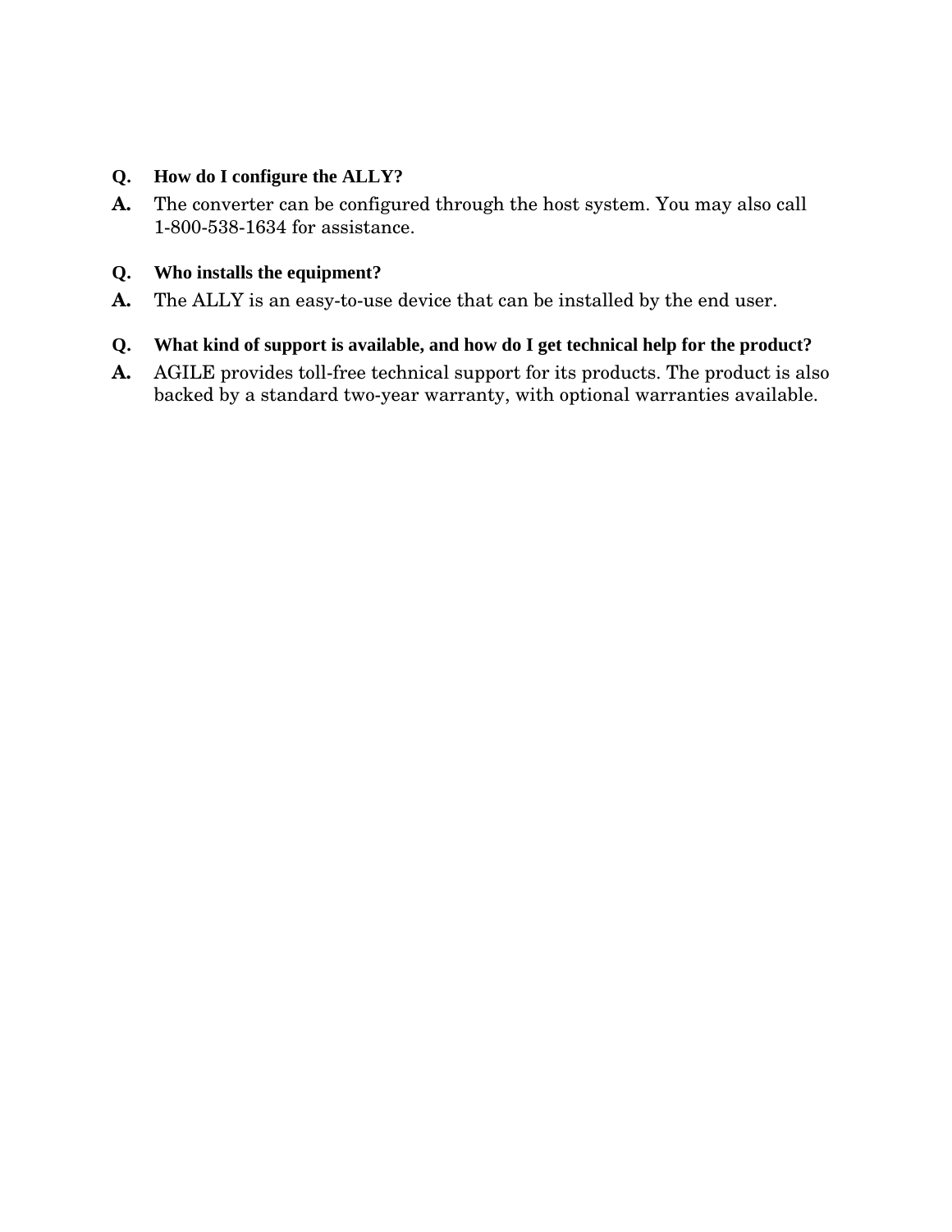**Q. How do I configure the ALLY?**

**A.** The converter can be configured through the host system. You may also call 1-800-538-1634 for assistance.

**Q. Who installs the equipment?**

**A.** The ALLY is an easy-to-use device that can be installed by the end user.

**Q. What kind of support is available, and how do I get technical help for the product?**

**A.** AGILE provides toll-free technical support for its products. The product is also backed by a standard two-year warranty, with optional warranties available.